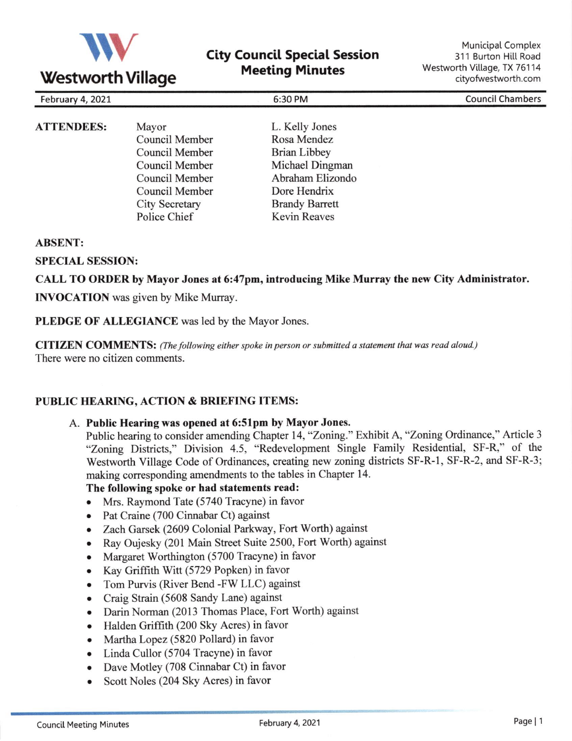# Westworth Village

## City Council Special Session Meeting Minutes

Municipal Complex
311 Burton Hill Road
Westworth Village, TX 76114
cityofwestworth.com

February 4, 2021 | 6:30 PM | Council Chambers

**ATTENDEES:**

| | |
|---|---|
| Mayor | L. Kelly Jones |
| Council Member | Rosa Mendez |
| Council Member | Brian Libbey |
| Council Member | Michael Dingman |
| Council Member | Abraham Elizondo |
| Council Member | Dore Hendrix |
| City Secretary | Brandy Barrett |
| Police Chief | Kevin Reaves |

**ABSENT:**

**SPECIAL SESSION:**

**CALL TO ORDER by Mayor Jones at 6:47pm, introducing Mike Murray the new City Administrator.**

**INVOCATION** was given by Mike Murray.

**PLEDGE OF ALLEGIANCE** was led by the Mayor Jones.

**CITIZEN COMMENTS:** *(The following either spoke in person or submitted a statement that was read aloud.)*
There were no citizen comments.

**PUBLIC HEARING, ACTION & BRIEFING ITEMS:**

A. **Public Hearing was opened at 6:51pm by Mayor Jones.**
Public hearing to consider amending Chapter 14, "Zoning." Exhibit A, "Zoning Ordinance," Article 3 "Zoning Districts," Division 4.5, "Redevelopment Single Family Residential, SF-R," of the Westworth Village Code of Ordinances, creating new zoning districts SF-R-1, SF-R-2, and SF-R-3; making corresponding amendments to the tables in Chapter 14.
**The following spoke or had statements read:**
- Mrs. Raymond Tate (5740 Tracyne) in favor
- Pat Craine (700 Cinnabar Ct) against
- Zach Garsek (2609 Colonial Parkway, Fort Worth) against
- Ray Oujesky (201 Main Street Suite 2500, Fort Worth) against
- Margaret Worthington (5700 Tracyne) in favor
- Kay Griffith Witt (5729 Popken) in favor
- Tom Purvis (River Bend -FW LLC) against
- Craig Strain (5608 Sandy Lane) against
- Darin Norman (2013 Thomas Place, Fort Worth) against
- Halden Griffith (200 Sky Acres) in favor
- Martha Lopez (5820 Pollard) in favor
- Linda Cullor (5704 Tracyne) in favor
- Dave Motley (708 Cinnabar Ct) in favor
- Scott Noles (204 Sky Acres) in favor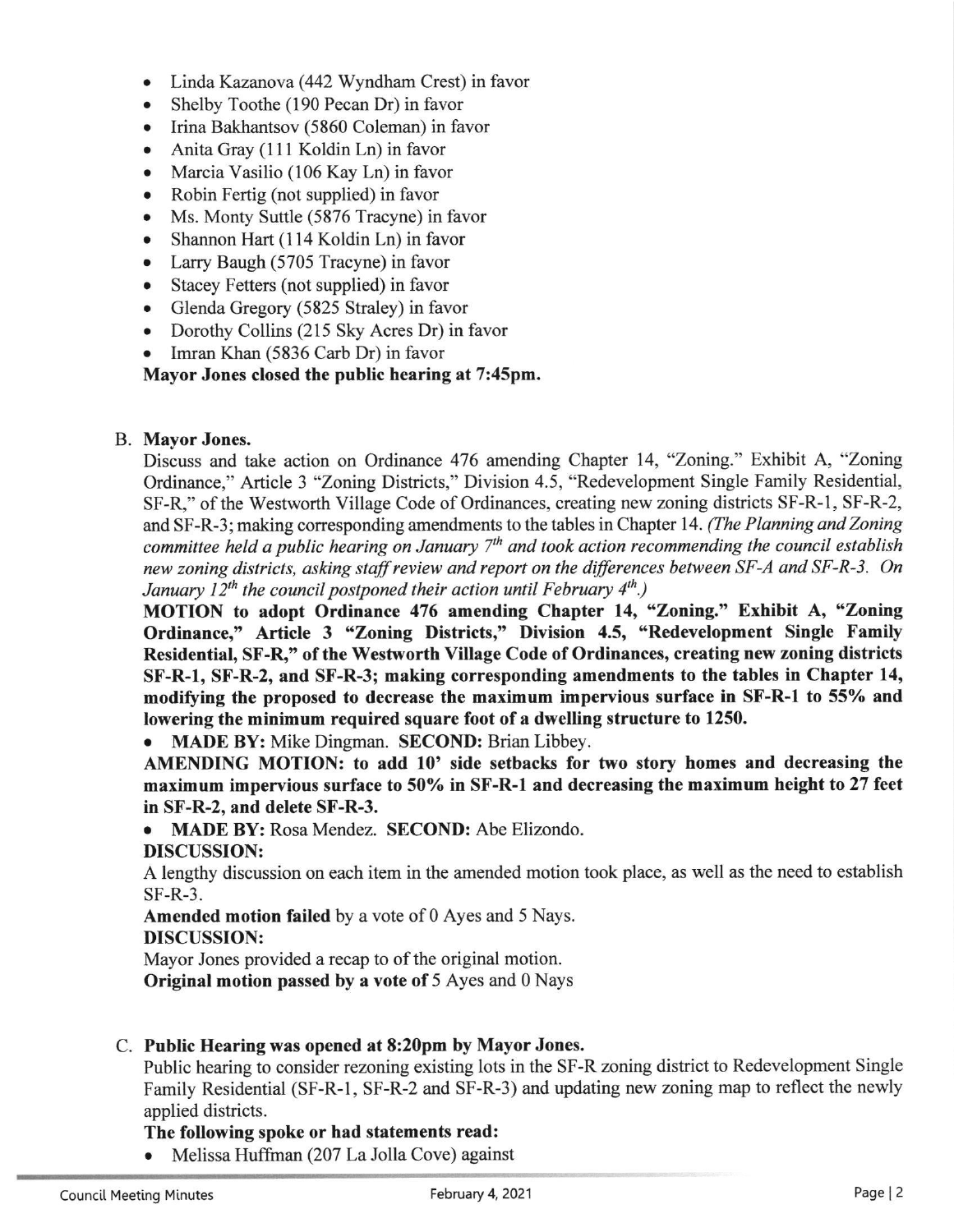- Linda Kazanova (442 Wyndham Crest) in favor
- Shelby Toothe (190 Pecan Dr) in favor
- Irina Bakhantsov (5860 Coleman) in favor
- Anita Gray (111 Koldin Ln) in favor
- Marcia Vasilio (106 Kay Ln) in favor
- Robin Fertig (not supplied) in favor
- Ms. Monty Suttle (5876 Tracyne) in favor
- Shannon Hart (114 Koldin Ln) in favor
- Larry Baugh (5705 Tracyne) in favor
- Stacey Fetters (not supplied) in favor
- Glenda Gregory (5825 Straley) in favor
- Dorothy Collins (215 Sky Acres Dr) in favor
- Imran Khan (5836 Carb Dr) in favor

**Mayor Jones closed the public hearing at 7:45pm.**

B. **Mayor Jones.**

Discuss and take action on Ordinance 476 amending Chapter 14, "Zoning." Exhibit A, "Zoning Ordinance," Article 3 "Zoning Districts," Division 4.5, "Redevelopment Single Family Residential, SF-R," of the Westworth Village Code of Ordinances, creating new zoning districts SF-R-1, SF-R-2, and SF-R-3; making corresponding amendments to the tables in Chapter 14. *(The Planning and Zoning committee held a public hearing on January 7th and took action recommending the council establish new zoning districts, asking staff review and report on the differences between SF-A and SF-R-3. On January 12th the council postponed their action until February 4th.)*

**MOTION to adopt Ordinance 476 amending Chapter 14, "Zoning." Exhibit A, "Zoning Ordinance," Article 3 "Zoning Districts," Division 4.5, "Redevelopment Single Family Residential, SF-R," of the Westworth Village Code of Ordinances, creating new zoning districts SF-R-1, SF-R-2, and SF-R-3; making corresponding amendments to the tables in Chapter 14, modifying the proposed to decrease the maximum impervious surface in SF-R-1 to 55% and lowering the minimum required square foot of a dwelling structure to 1250.**

- **MADE BY:** Mike Dingman. **SECOND:** Brian Libbey.

**AMENDING MOTION: to add 10' side setbacks for two story homes and decreasing the maximum impervious surface to 50% in SF-R-1 and decreasing the maximum height to 27 feet in SF-R-2, and delete SF-R-3.**

- **MADE BY:** Rosa Mendez. **SECOND:** Abe Elizondo.

**DISCUSSION:**

A lengthy discussion on each item in the amended motion took place, as well as the need to establish SF-R-3.

**Amended motion failed** by a vote of 0 Ayes and 5 Nays.

**DISCUSSION:**

Mayor Jones provided a recap to of the original motion.

**Original motion passed by a vote of** 5 Ayes and 0 Nays

C. **Public Hearing was opened at 8:20pm by Mayor Jones.**

Public hearing to consider rezoning existing lots in the SF-R zoning district to Redevelopment Single Family Residential (SF-R-1, SF-R-2 and SF-R-3) and updating new zoning map to reflect the newly applied districts.

**The following spoke or had statements read:**

- Melissa Huffman (207 La Jolla Cove) against